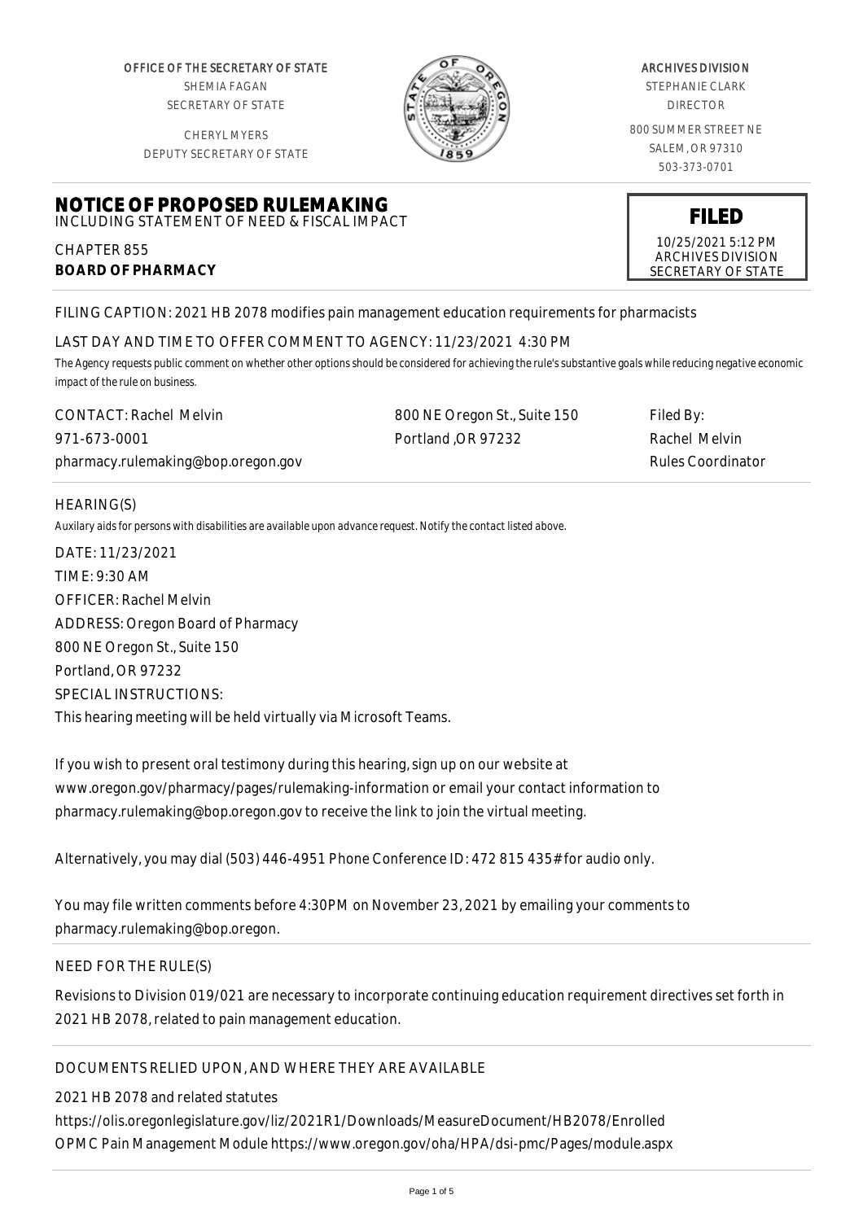OFFICE OF THE SECRETARY OF STATE
SHEMIA FAGAN
SECRETARY OF STATE

CHERYL MYERS
DEPUTY SECRETARY OF STATE

ARCHIVES DIVISION
STEPHANIE CLARK
DIRECTOR

800 SUMMER STREET NE
SALEM, OR 97310
503-373-0701

# NOTICE OF PROPOSED RULEMAKING

INCLUDING STATEMENT OF NEED & FISCAL IMPACT

**FILED**
10/25/2021 5:12 PM
ARCHIVES DIVISION
SECRETARY OF STATE

CHAPTER 855
**BOARD OF PHARMACY**

FILING CAPTION: 2021 HB 2078 modifies pain management education requirements for pharmacists

LAST DAY AND TIME TO OFFER COMMENT TO AGENCY: 11/23/2021 4:30 PM

*The Agency requests public comment on whether other options should be considered for achieving the rule's substantive goals while reducing negative economic impact of the rule on business.*

CONTACT: Rachel Melvin
971-673-0001
pharmacy.rulemaking@bop.oregon.gov

800 NE Oregon St., Suite 150
Portland ,OR 97232

Filed By:
Rachel Melvin
Rules Coordinator

HEARING(S)

*Auxilary aids for persons with disabilities are available upon advance request. Notify the contact listed above.*

DATE: 11/23/2021
TIME: 9:30 AM
OFFICER: Rachel Melvin
ADDRESS: Oregon Board of Pharmacy
800 NE Oregon St., Suite 150
Portland, OR 97232
SPECIAL INSTRUCTIONS:
This hearing meeting will be held virtually via Microsoft Teams.

If you wish to present oral testimony during this hearing, sign up on our website at www.oregon.gov/pharmacy/pages/rulemaking-information or email your contact information to pharmacy.rulemaking@bop.oregon.gov to receive the link to join the virtual meeting.

Alternatively, you may dial (503) 446-4951 Phone Conference ID: 472 815 435# for audio only.

You may file written comments before 4:30PM on November 23, 2021 by emailing your comments to pharmacy.rulemaking@bop.oregon.

NEED FOR THE RULE(S)

Revisions to Division 019/021 are necessary to incorporate continuing education requirement directives set forth in 2021 HB 2078, related to pain management education.

DOCUMENTS RELIED UPON, AND WHERE THEY ARE AVAILABLE

2021 HB 2078 and related statutes
https://olis.oregonlegislature.gov/liz/2021R1/Downloads/MeasureDocument/HB2078/Enrolled
OPMC Pain Management Module https://www.oregon.gov/oha/HPA/dsi-pmc/Pages/module.aspx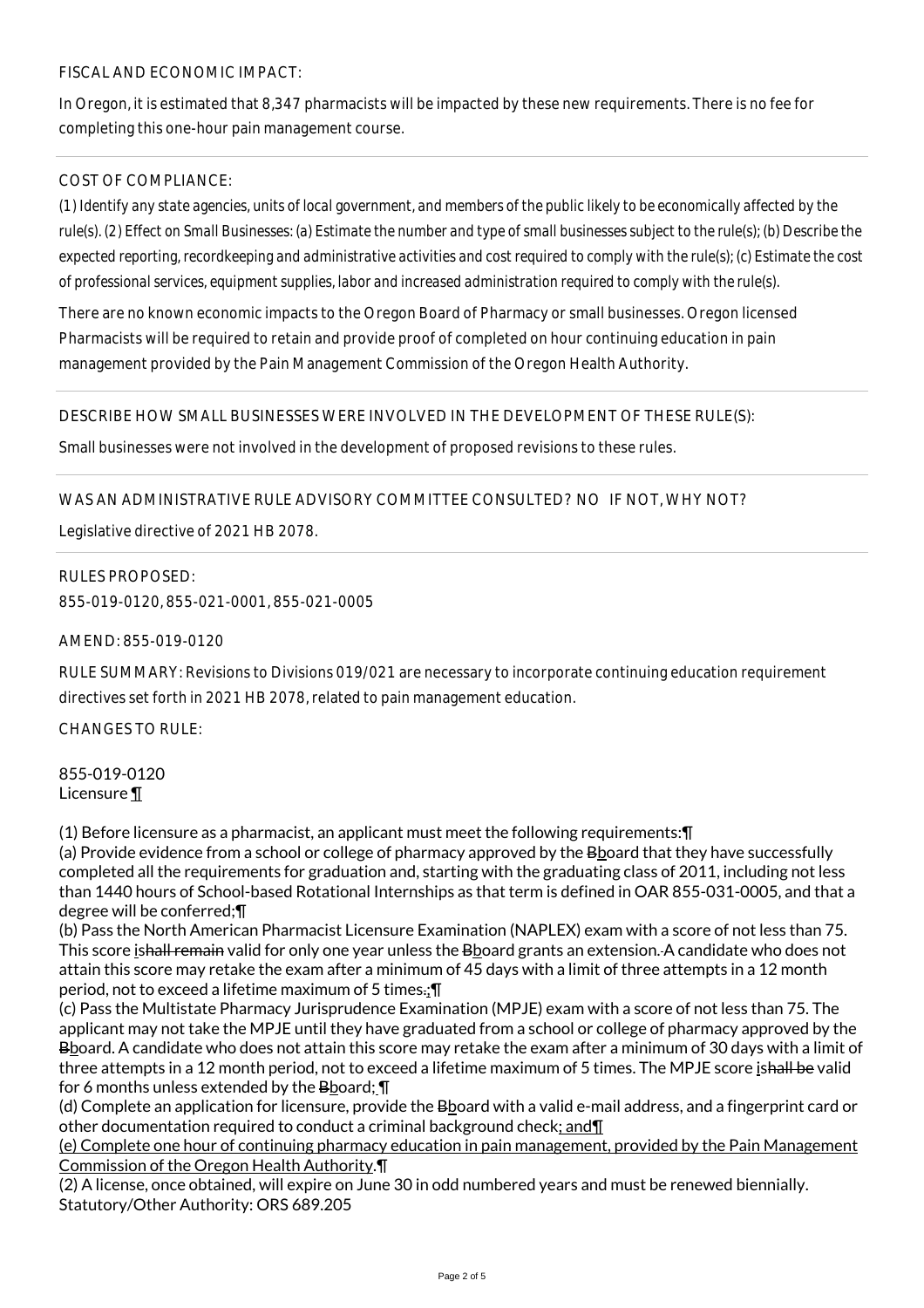FISCAL AND ECONOMIC IMPACT:

In Oregon, it is estimated that 8,347 pharmacists will be impacted by these new requirements. There is no fee for completing this one-hour pain management course.

COST OF COMPLIANCE:

*(1) Identify any state agencies, units of local government, and members of the public likely to be economically affected by the rule(s). (2) Effect on Small Businesses: (a) Estimate the number and type of small businesses subject to the rule(s); (b) Describe the expected reporting, recordkeeping and administrative activities and cost required to comply with the rule(s); (c) Estimate the cost of professional services, equipment supplies, labor and increased administration required to comply with the rule(s).*

There are no known economic impacts to the Oregon Board of Pharmacy or small businesses. Oregon licensed Pharmacists will be required to retain and provide proof of completed on hour continuing education in pain management provided by the Pain Management Commission of the Oregon Health Authority.

DESCRIBE HOW SMALL BUSINESSES WERE INVOLVED IN THE DEVELOPMENT OF THESE RULE(S):

Small businesses were not involved in the development of proposed revisions to these rules.

WAS AN ADMINISTRATIVE RULE ADVISORY COMMITTEE CONSULTED? NO IF NOT, WHY NOT?

Legislative directive of 2021 HB 2078.

RULES PROPOSED:

855-019-0120, 855-021-0001, 855-021-0005

AMEND: 855-019-0120

RULE SUMMARY: Revisions to Divisions 019/021 are necessary to incorporate continuing education requirement directives set forth in 2021 HB 2078, related to pain management education.

CHANGES TO RULE:

855-019-0120
Licensure ¶

(1) Before licensure as a pharmacist, an applicant must meet the following requirements:¶
(a) Provide evidence from a school or college of pharmacy approved by the ~~B~~board that they have successfully completed all the requirements for graduation and, starting with the graduating class of 2011, including not less than 1440 hours of School-based Rotational Internships as that term is defined in OAR 855-031-0005, and that a degree will be conferred;¶
(b) Pass the North American Pharmacist Licensure Examination (NAPLEX) exam with a score of not less than 75. This score is~~hall remain~~ valid for only one year unless the ~~B~~board grants an extension.~~.~~A candidate who does not attain this score may retake the exam after a minimum of 45 days with a limit of three attempts in a 12 month period, not to exceed a lifetime maximum of 5 times~~.~~;¶
(c) Pass the Multistate Pharmacy Jurisprudence Examination (MPJE) exam with a score of not less than 75. The applicant may not take the MPJE until they have graduated from a school or college of pharmacy approved by the ~~B~~board. A candidate who does not attain this score may retake the exam after a minimum of 30 days with a limit of three attempts in a 12 month period, not to exceed a lifetime maximum of 5 times. The MPJE score is~~hall be~~ valid for 6 months unless extended by the ~~B~~board; ¶
(d) Complete an application for licensure, provide the ~~B~~board with a valid e-mail address, and a fingerprint card or other documentation required to conduct a criminal background check; and¶
(e) Complete one hour of continuing pharmacy education in pain management, provided by the Pain Management Commission of the Oregon Health Authority.¶
(2) A license, once obtained, will expire on June 30 in odd numbered years and must be renewed biennially.
Statutory/Other Authority: ORS 689.205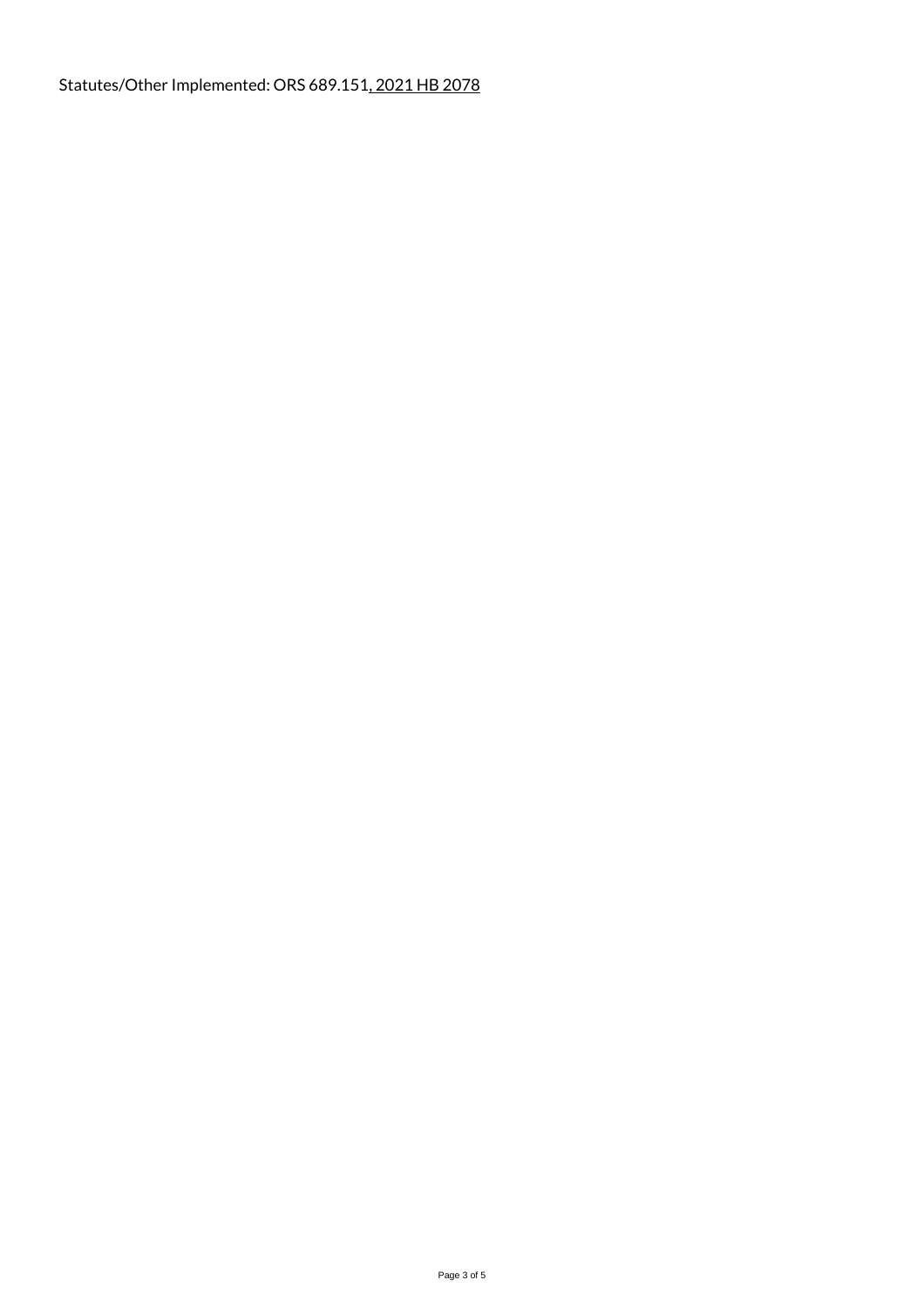Statutes/Other Implemented: ORS 689.151, 2021 HB 2078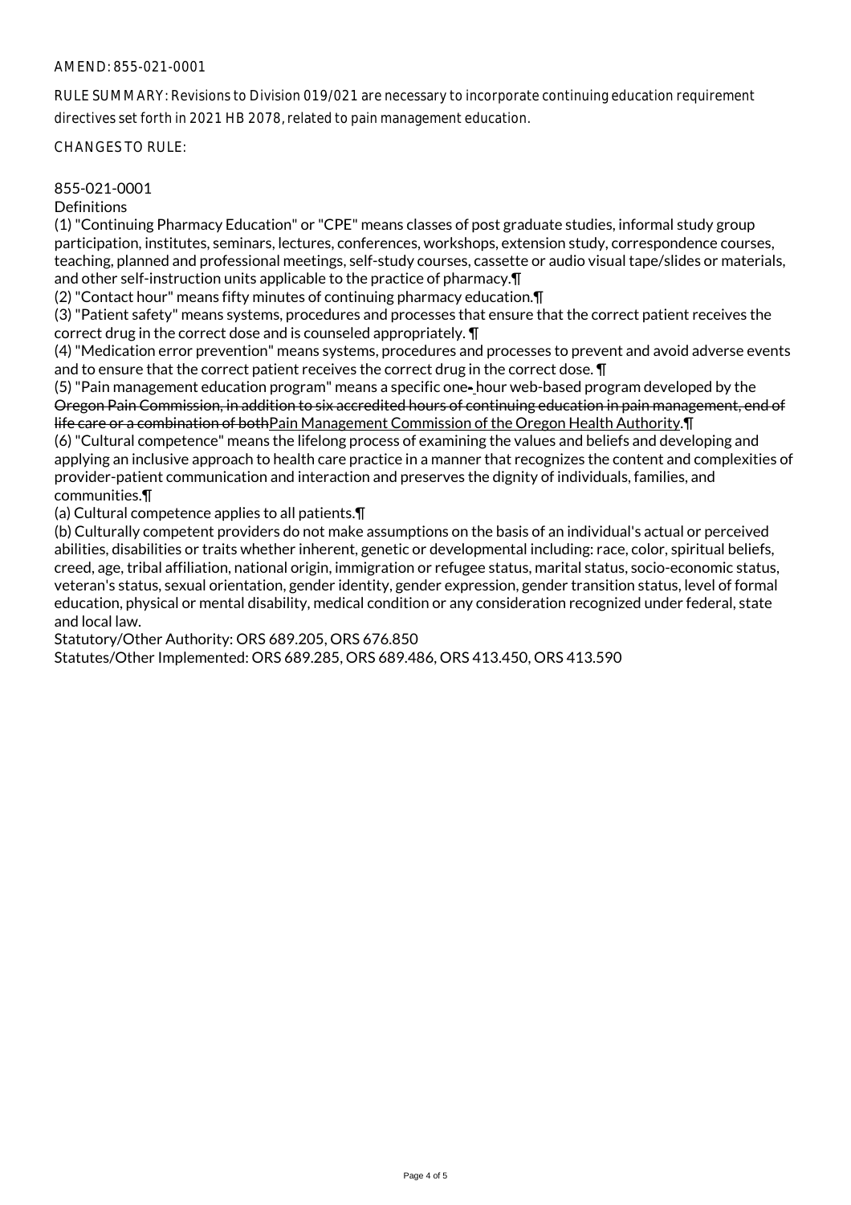AMEND: 855-021-0001

RULE SUMMARY: Revisions to Division 019/021 are necessary to incorporate continuing education requirement directives set forth in 2021 HB 2078, related to pain management education.

CHANGES TO RULE:

855-021-0001
Definitions

(1) "Continuing Pharmacy Education" or "CPE" means classes of post graduate studies, informal study group participation, institutes, seminars, lectures, conferences, workshops, extension study, correspondence courses, teaching, planned and professional meetings, self-study courses, cassette or audio visual tape/slides or materials, and other self-instruction units applicable to the practice of pharmacy.¶

(2) "Contact hour" means fifty minutes of continuing pharmacy education.¶

(3) "Patient safety" means systems, procedures and processes that ensure that the correct patient receives the correct drug in the correct dose and is counseled appropriately. ¶

(4) "Medication error prevention" means systems, procedures and processes to prevent and avoid adverse events and to ensure that the correct patient receives the correct drug in the correct dose. ¶

(5) "Pain management education program" means a specific one~~-~~ hour web-based program developed by the ~~Oregon Pain Commission, in addition to six accredited hours of continuing education in pain management, end of life care or a combination of both~~<u>Pain Management Commission of the Oregon Health Authority</u>.¶

(6) "Cultural competence" means the lifelong process of examining the values and beliefs and developing and applying an inclusive approach to health care practice in a manner that recognizes the content and complexities of provider-patient communication and interaction and preserves the dignity of individuals, families, and communities.¶

(a) Cultural competence applies to all patients.¶

(b) Culturally competent providers do not make assumptions on the basis of an individual's actual or perceived abilities, disabilities or traits whether inherent, genetic or developmental including: race, color, spiritual beliefs, creed, age, tribal affiliation, national origin, immigration or refugee status, marital status, socio-economic status, veteran's status, sexual orientation, gender identity, gender expression, gender transition status, level of formal education, physical or mental disability, medical condition or any consideration recognized under federal, state and local law.

Statutory/Other Authority: ORS 689.205, ORS 676.850
Statutes/Other Implemented: ORS 689.285, ORS 689.486, ORS 413.450, ORS 413.590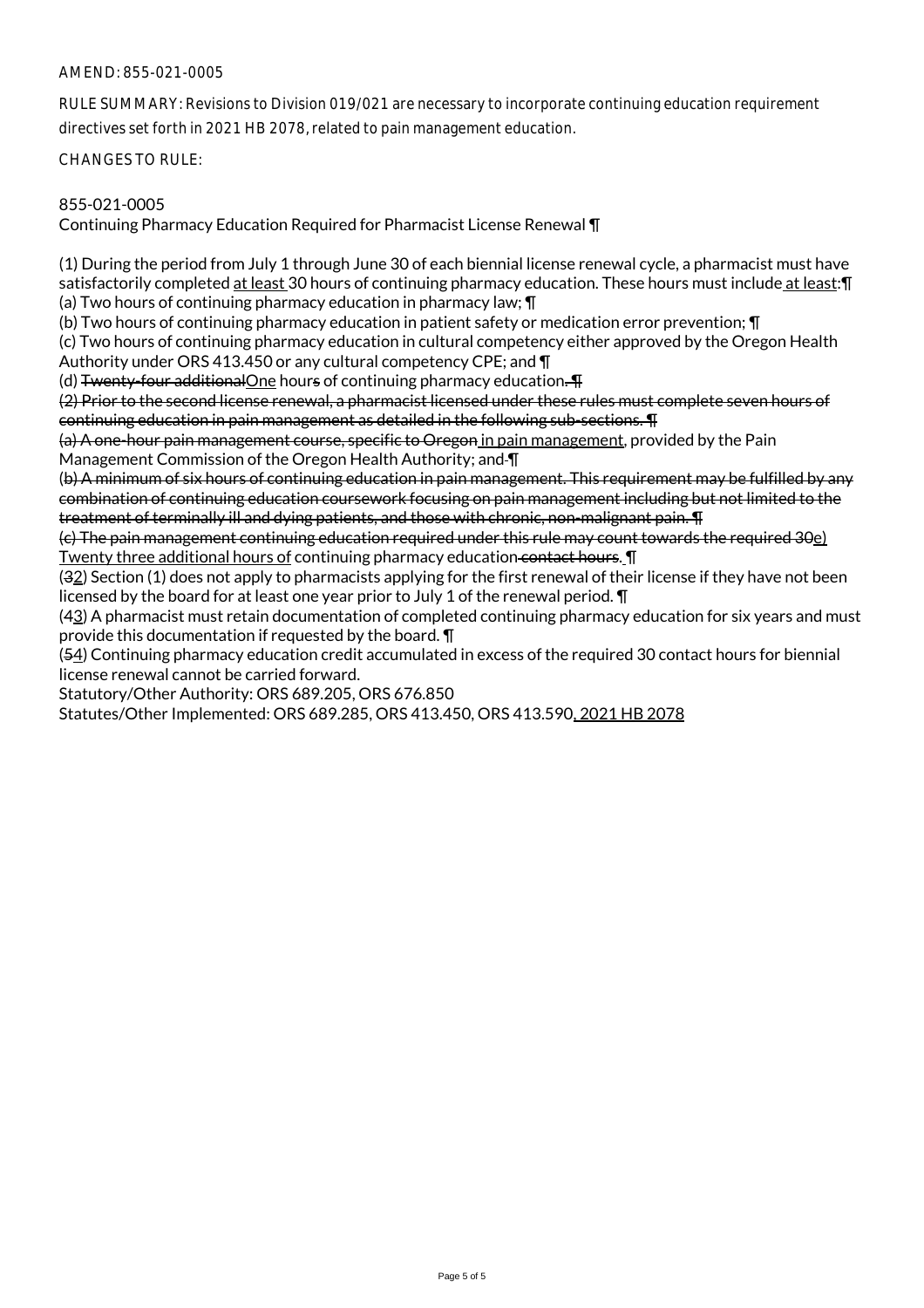AMEND: 855-021-0005

RULE SUMMARY: Revisions to Division 019/021 are necessary to incorporate continuing education requirement directives set forth in 2021 HB 2078, related to pain management education.

CHANGES TO RULE:

855-021-0005
Continuing Pharmacy Education Required for Pharmacist License Renewal ¶

(1) During the period from July 1 through June 30 of each biennial license renewal cycle, a pharmacist must have satisfactorily completed <u>at least</u> 30 hours of continuing pharmacy education. These hours must include <u>at least</u>:¶
(a) Two hours of continuing pharmacy education in pharmacy law; ¶
(b) Two hours of continuing pharmacy education in patient safety or medication error prevention; ¶
(c) Two hours of continuing pharmacy education in cultural competency either approved by the Oregon Health Authority under ORS 413.450 or any cultural competency CPE; and ¶
(d) ~~Twenty-four additional~~<u>One</u> hour~~s~~ of continuing pharmacy education~~. ¶~~
~~(2) Prior to the second license renewal, a pharmacist licensed under these rules must complete seven hours of continuing education in pain management as detailed in the following sub-sections. ¶~~
~~(a) A one-hour pain management course, specific to Oregon~~<u> in pain management</u>, provided by the Pain Management Commission of the Oregon Health Authority; and ¶
(~~b) A minimum of six hours of continuing education in pain management. This requirement may be fulfilled by any combination of continuing education coursework focusing on pain management including but not limited to the treatment of terminally ill and dying patients, and those with chronic, non-malignant pain. ¶~~
~~(c) The pain management continuing education required under this rule may count towards the required 30~~<u>e) Twenty three additional hours of</u> continuing pharmacy education~~ contact hours~~. ¶
(~~3~~<u>2</u>) Section (1) does not apply to pharmacists applying for the first renewal of their license if they have not been licensed by the board for at least one year prior to July 1 of the renewal period. ¶
(~~4~~<u>3</u>) A pharmacist must retain documentation of completed continuing pharmacy education for six years and must provide this documentation if requested by the board. ¶
(~~5~~<u>4</u>) Continuing pharmacy education credit accumulated in excess of the required 30 contact hours for biennial license renewal cannot be carried forward.

Statutory/Other Authority: ORS 689.205, ORS 676.850
Statutes/Other Implemented: ORS 689.285, ORS 413.450, ORS 413.590<u>, 2021 HB 2078</u>